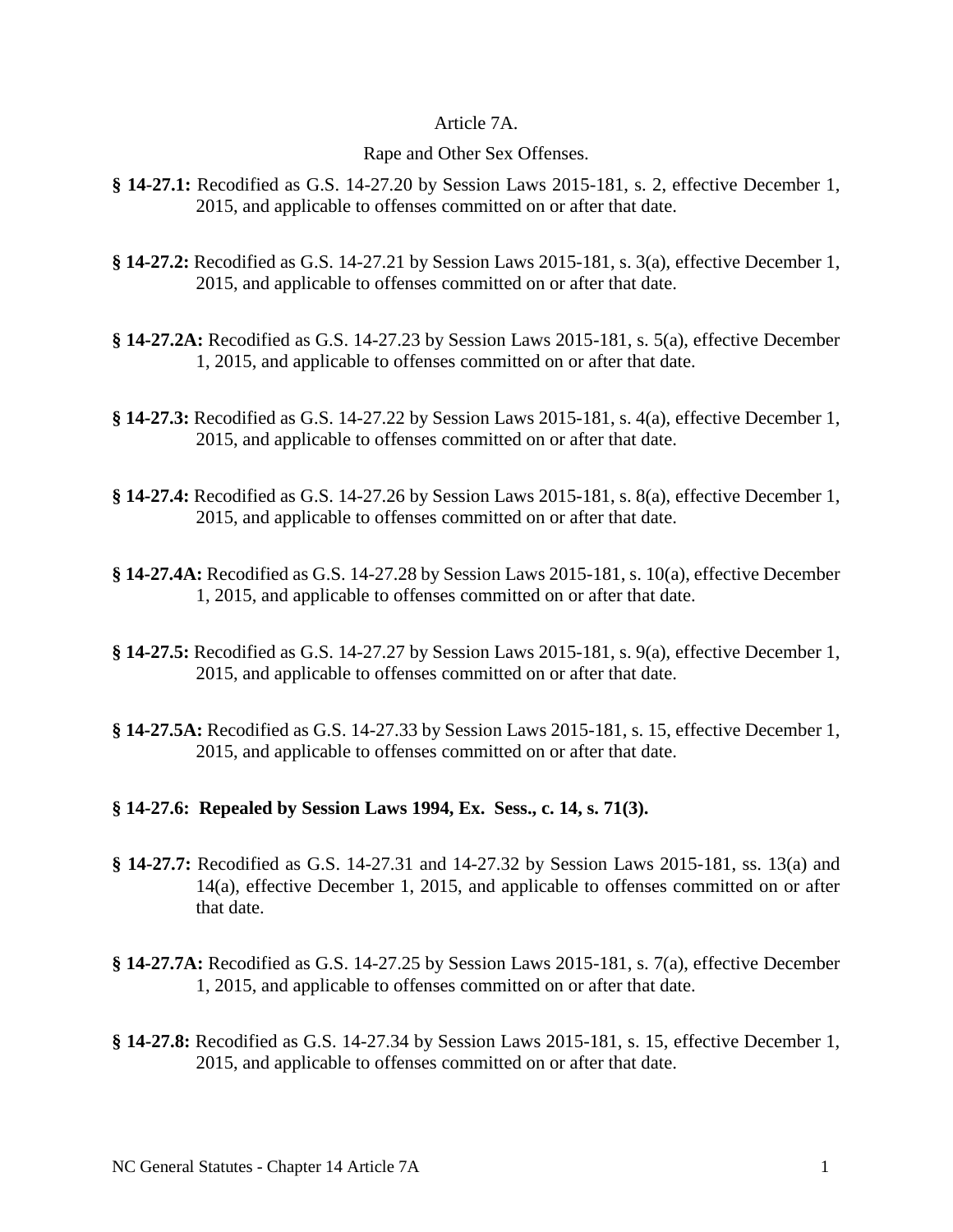# Article 7A.

## Rape and Other Sex Offenses.

**§ 14-27.1:** Recodified as G.S. 14-27.20 by Session Laws 2015-181, s. 2, effective December 1, 2015, and applicable to offenses committed on or after that date.

**§ 14-27.2:** Recodified as G.S. 14-27.21 by Session Laws 2015-181, s. 3(a), effective December 1, 2015, and applicable to offenses committed on or after that date.

**§ 14-27.2A:** Recodified as G.S. 14-27.23 by Session Laws 2015-181, s. 5(a), effective December 1, 2015, and applicable to offenses committed on or after that date.

**§ 14-27.3:** Recodified as G.S. 14-27.22 by Session Laws 2015-181, s. 4(a), effective December 1, 2015, and applicable to offenses committed on or after that date.

**§ 14-27.4:** Recodified as G.S. 14-27.26 by Session Laws 2015-181, s. 8(a), effective December 1, 2015, and applicable to offenses committed on or after that date.

**§ 14-27.4A:** Recodified as G.S. 14-27.28 by Session Laws 2015-181, s. 10(a), effective December 1, 2015, and applicable to offenses committed on or after that date.

**§ 14-27.5:** Recodified as G.S. 14-27.27 by Session Laws 2015-181, s. 9(a), effective December 1, 2015, and applicable to offenses committed on or after that date.

**§ 14-27.5A:** Recodified as G.S. 14-27.33 by Session Laws 2015-181, s. 15, effective December 1, 2015, and applicable to offenses committed on or after that date.

**§ 14-27.6: Repealed by Session Laws 1994, Ex. Sess., c. 14, s. 71(3).**

**§ 14-27.7:** Recodified as G.S. 14-27.31 and 14-27.32 by Session Laws 2015-181, ss. 13(a) and 14(a), effective December 1, 2015, and applicable to offenses committed on or after that date.

**§ 14-27.7A:** Recodified as G.S. 14-27.25 by Session Laws 2015-181, s. 7(a), effective December 1, 2015, and applicable to offenses committed on or after that date.

**§ 14-27.8:** Recodified as G.S. 14-27.34 by Session Laws 2015-181, s. 15, effective December 1, 2015, and applicable to offenses committed on or after that date.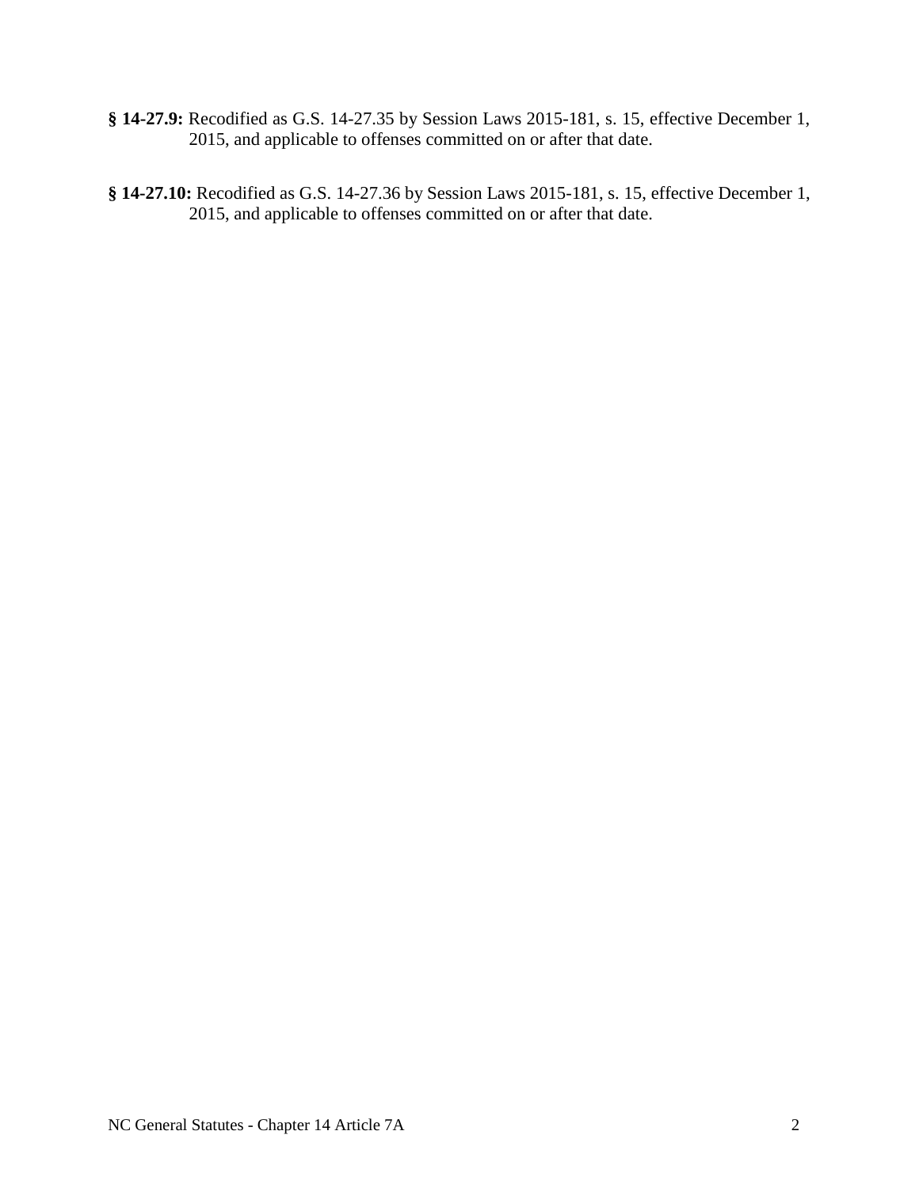**§ 14-27.9:** Recodified as G.S. 14-27.35 by Session Laws 2015-181, s. 15, effective December 1, 2015, and applicable to offenses committed on or after that date.

**§ 14-27.10:** Recodified as G.S. 14-27.36 by Session Laws 2015-181, s. 15, effective December 1, 2015, and applicable to offenses committed on or after that date.